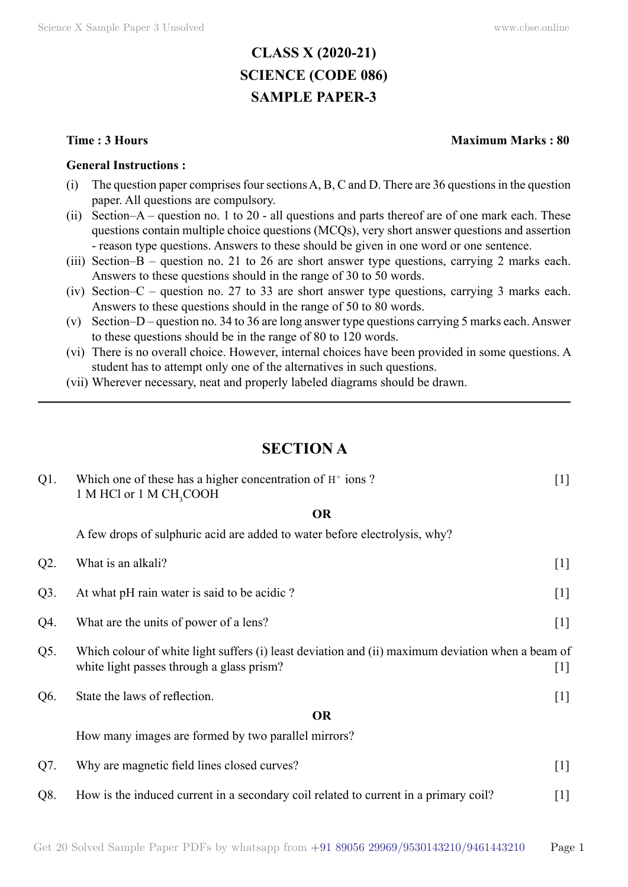# CLASS X (2020-21)
# SCIENCE (CODE 086)
# SAMPLE PAPER-3

**Time : 3 Hours** **Maximum Marks : 80**

**General Instructions :**

(i) The question paper comprises four sections A, B, C and D. There are 36 questions in the question paper. All questions are compulsory.

(ii) Section–A – question no. 1 to 20 - all questions and parts thereof are of one mark each. These questions contain multiple choice questions (MCQs), very short answer questions and assertion - reason type questions. Answers to these should be given in one word or one sentence.

(iii) Section–B – question no. 21 to 26 are short answer type questions, carrying 2 marks each. Answers to these questions should in the range of 30 to 50 words.

(iv) Section–C – question no. 27 to 33 are short answer type questions, carrying 3 marks each. Answers to these questions should in the range of 50 to 80 words.

(v) Section–D – question no. 34 to 36 are long answer type questions carrying 5 marks each. Answer to these questions should be in the range of 80 to 120 words.

(vi) There is no overall choice. However, internal choices have been provided in some questions. A student has to attempt only one of the alternatives in such questions.

(vii) Wherever necessary, neat and properly labeled diagrams should be drawn.

---

## SECTION A

Q1. Which one of these has a higher concentration of $H^+$ ions ? [1]
1 M HCl or 1 M $CH_3COOH$

**OR**

A few drops of sulphuric acid are added to water before electrolysis, why?

Q2. What is an alkali? [1]

Q3. At what pH rain water is said to be acidic ? [1]

Q4. What are the units of power of a lens? [1]

Q5. Which colour of white light suffers (i) least deviation and (ii) maximum deviation when a beam of white light passes through a glass prism? [1]

Q6. State the laws of reflection. [1]

**OR**

How many images are formed by two parallel mirrors?

Q7. Why are magnetic field lines closed curves? [1]

Q8. How is the induced current in a secondary coil related to current in a primary coil? [1]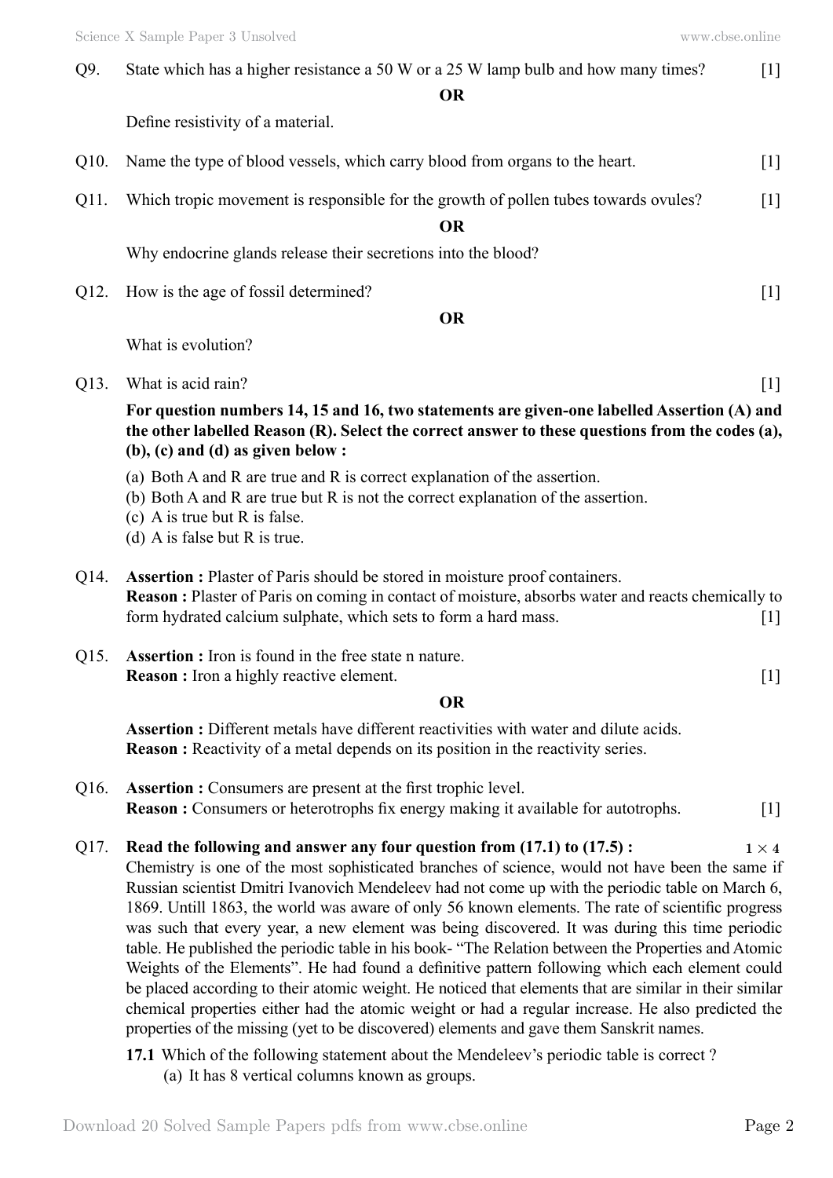Q9. State which has a higher resistance a 50 W or a 25 W lamp bulb and how many times? [1]

**OR**

Define resistivity of a material.

Q10. Name the type of blood vessels, which carry blood from organs to the heart. [1]

Q11. Which tropic movement is responsible for the growth of pollen tubes towards ovules? [1]

**OR**

Why endocrine glands release their secretions into the blood?

Q12. How is the age of fossil determined? [1]

**OR**

What is evolution?

Q13. What is acid rain? [1]

**For question numbers 14, 15 and 16, two statements are given-one labelled Assertion (A) and the other labelled Reason (R). Select the correct answer to these questions from the codes (a), (b), (c) and (d) as given below :**

(a) Both A and R are true and R is correct explanation of the assertion.
(b) Both A and R are true but R is not the correct explanation of the assertion.
(c) A is true but R is false.
(d) A is false but R is true.

Q14. **Assertion :** Plaster of Paris should be stored in moisture proof containers.
**Reason :** Plaster of Paris on coming in contact of moisture, absorbs water and reacts chemically to form hydrated calcium sulphate, which sets to form a hard mass. [1]

Q15. **Assertion :** Iron is found in the free state n nature.
**Reason :** Iron a highly reactive element. [1]

**OR**

**Assertion :** Different metals have different reactivities with water and dilute acids.
**Reason :** Reactivity of a metal depends on its position in the reactivity series.

Q16. **Assertion :** Consumers are present at the first trophic level.
**Reason :** Consumers or heterotrophs fix energy making it available for autotrophs. [1]

Q17. **Read the following and answer any four question from (17.1) to (17.5) :** $1 \times 4$

Chemistry is one of the most sophisticated branches of science, would not have been the same if Russian scientist Dmitri Ivanovich Mendeleev had not come up with the periodic table on March 6, 1869. Untill 1863, the world was aware of only 56 known elements. The rate of scientific progress was such that every year, a new element was being discovered. It was during this time periodic table. He published the periodic table in his book- "The Relation between the Properties and Atomic Weights of the Elements". He had found a definitive pattern following which each element could be placed according to their atomic weight. He noticed that elements that are similar in their similar chemical properties either had the atomic weight or had a regular increase. He also predicted the properties of the missing (yet to be discovered) elements and gave them Sanskrit names.

**17.1** Which of the following statement about the Mendeleev's periodic table is correct ?
(a) It has 8 vertical columns known as groups.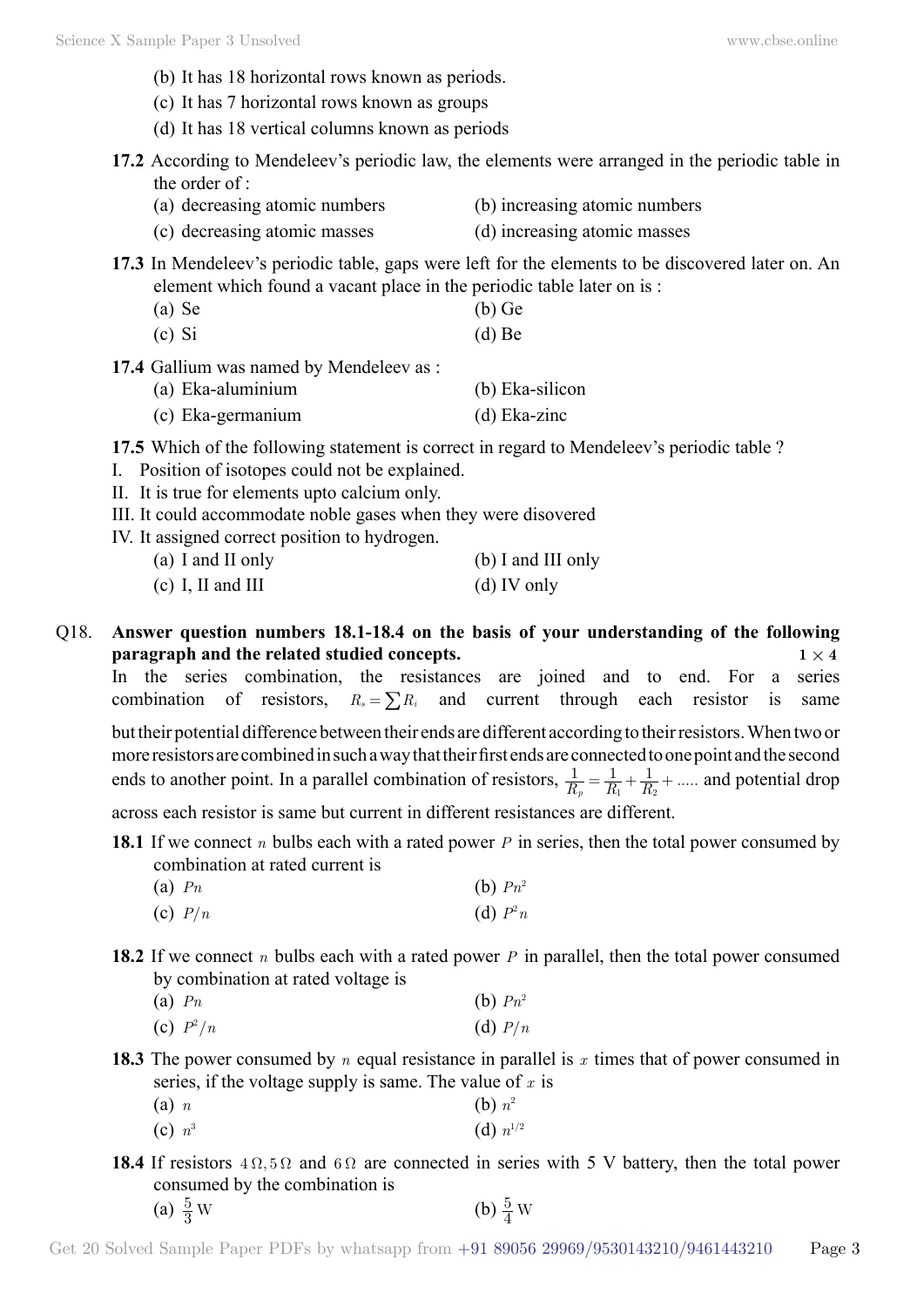(b) It has 18 horizontal rows known as periods.

(c) It has 7 horizontal rows known as groups

(d) It has 18 vertical columns known as periods

**17.2** According to Mendeleev's periodic law, the elements were arranged in the periodic table in the order of :

(a) decreasing atomic numbers
(b) increasing atomic numbers
(c) decreasing atomic masses
(d) increasing atomic masses

**17.3** In Mendeleev's periodic table, gaps were left for the elements to be discovered later on. An element which found a vacant place in the periodic table later on is :

(a) Se
(b) Ge
(c) Si
(d) Be

**17.4** Gallium was named by Mendeleev as :

(a) Eka-aluminium
(b) Eka-silicon
(c) Eka-germanium
(d) Eka-zinc

**17.5** Which of the following statement is correct in regard to Mendeleev's periodic table ?

I. Position of isotopes could not be explained.
II. It is true for elements upto calcium only.
III. It could accommodate noble gases when they were disovered
IV. It assigned correct position to hydrogen.

(a) I and II only
(b) I and III only
(c) I, II and III
(d) IV only

Q18. **Answer question numbers 18.1-18.4 on the basis of your understanding of the following paragraph and the related studied concepts.** **1 × 4**

In the series combination, the resistances are joined and to end. For a series combination of resistors, $R_s = \sum R_i$ and current through each resistor is same but their potential difference between their ends are different according to their resistors. When two or more resistors are combined in such a way that their first ends are connected to one point and the second ends to another point. In a parallel combination of resistors, $\frac{1}{R_p} = \frac{1}{R_1} + \frac{1}{R_2} + .....$ and potential drop across each resistor is same but current in different resistances are different.

**18.1** If we connect $n$ bulbs each with a rated power $P$ in series, then the total power consumed by combination at rated current is

(a) $Pn$
(b) $Pn^2$
(c) $P/n$
(d) $P^2n$

**18.2** If we connect $n$ bulbs each with a rated power $P$ in parallel, then the total power consumed by combination at rated voltage is

(a) $Pn$
(b) $Pn^2$
(c) $P^2/n$
(d) $P/n$

**18.3** The power consumed by $n$ equal resistance in parallel is $x$ times that of power consumed in series, if the voltage supply is same. The value of $x$ is

(a) $n$
(b) $n^2$
(c) $n^3$
(d) $n^{1/2}$

**18.4** If resistors $4\,\Omega, 5\,\Omega$ and $6\,\Omega$ are connected in series with 5 V battery, then the total power consumed by the combination is

(a) $\frac{5}{3}$ W
(b) $\frac{5}{4}$ W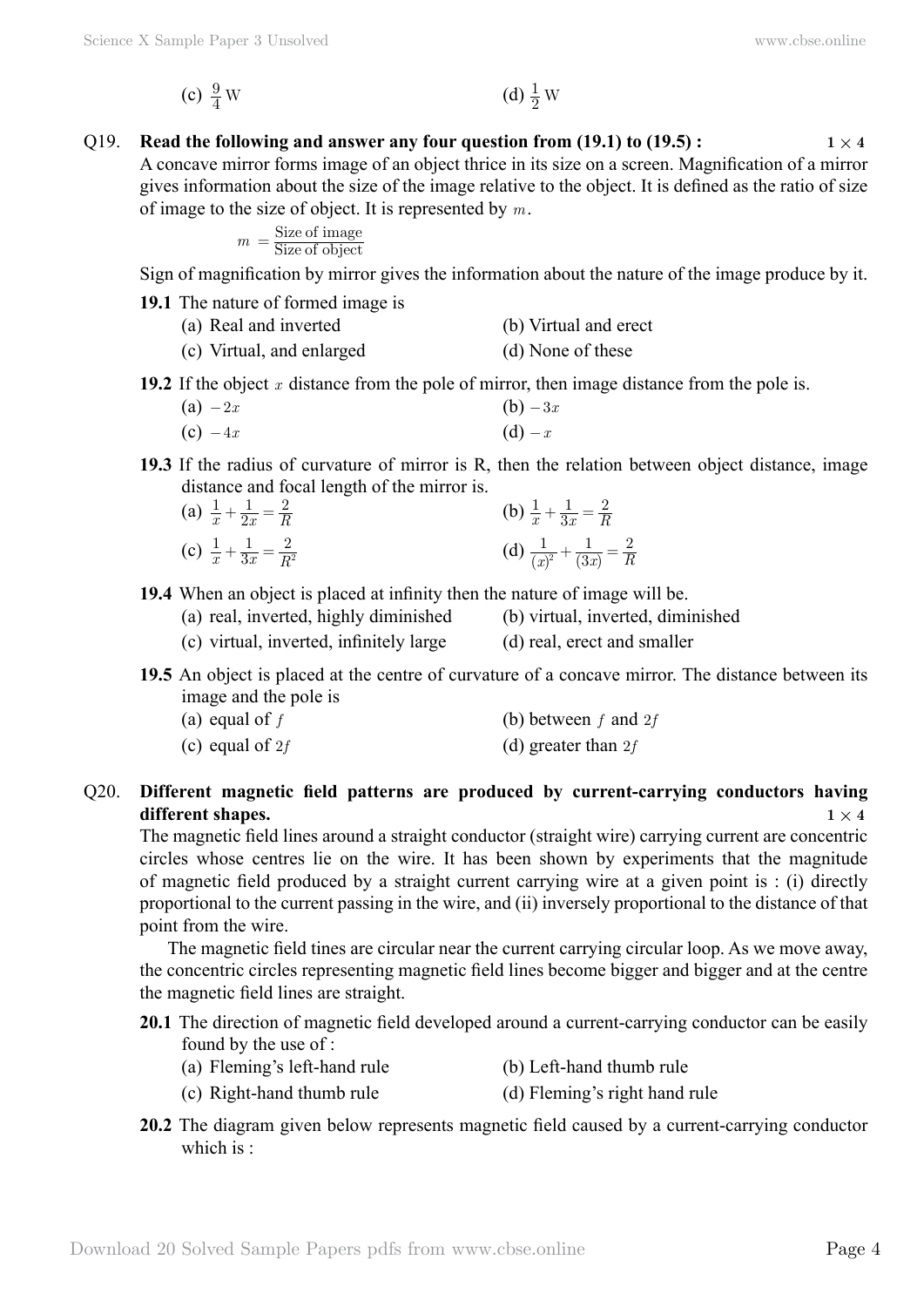(c) $\frac{9}{4}$ W (d) $\frac{1}{2}$ W

**Q19. Read the following and answer any four question from (19.1) to (19.5) :** **$1 \times 4$**

A concave mirror forms image of an object thrice in its size on a screen. Magnification of a mirror gives information about the size of the image relative to the object. It is defined as the ratio of size of image to the size of object. It is represented by $m$.

$$m = \frac{\text{Size of image}}{\text{Size of object}}$$

Sign of magnification by mirror gives the information about the nature of the image produce by it.

**19.1** The nature of formed image is

(a) Real and inverted
(b) Virtual and erect
(c) Virtual, and enlarged
(d) None of these

**19.2** If the object $x$ distance from the pole of mirror, then image distance from the pole is.

(a) $-2x$
(b) $-3x$
(c) $-4x$
(d) $-x$

**19.3** If the radius of curvature of mirror is R, then the relation between object distance, image distance and focal length of the mirror is.

(a) $\frac{1}{x} + \frac{1}{2x} = \frac{2}{R}$
(b) $\frac{1}{x} + \frac{1}{3x} = \frac{2}{R}$
(c) $\frac{1}{x} + \frac{1}{3x} = \frac{2}{R^2}$
(d) $\frac{1}{(x)^2} + \frac{1}{(3x)} = \frac{2}{R}$

**19.4** When an object is placed at infinity then the nature of image will be.

(a) real, inverted, highly diminished
(b) virtual, inverted, diminished
(c) virtual, inverted, infinitely large
(d) real, erect and smaller

**19.5** An object is placed at the centre of curvature of a concave mirror. The distance between its image and the pole is

(a) equal of $f$
(b) between $f$ and $2f$
(c) equal of $2f$
(d) greater than $2f$

**Q20. Different magnetic field patterns are produced by current-carrying conductors having different shapes.** **$1 \times 4$**

The magnetic field lines around a straight conductor (straight wire) carrying current are concentric circles whose centres lie on the wire. It has been shown by experiments that the magnitude of magnetic field produced by a straight current carrying wire at a given point is : (i) directly proportional to the current passing in the wire, and (ii) inversely proportional to the distance of that point from the wire.

The magnetic field tines are circular near the current carrying circular loop. As we move away, the concentric circles representing magnetic field lines become bigger and bigger and at the centre the magnetic field lines are straight.

**20.1** The direction of magnetic field developed around a current-carrying conductor can be easily found by the use of :

(a) Fleming's left-hand rule
(b) Left-hand thumb rule
(c) Right-hand thumb rule
(d) Fleming's right hand rule

**20.2** The diagram given below represents magnetic field caused by a current-carrying conductor which is :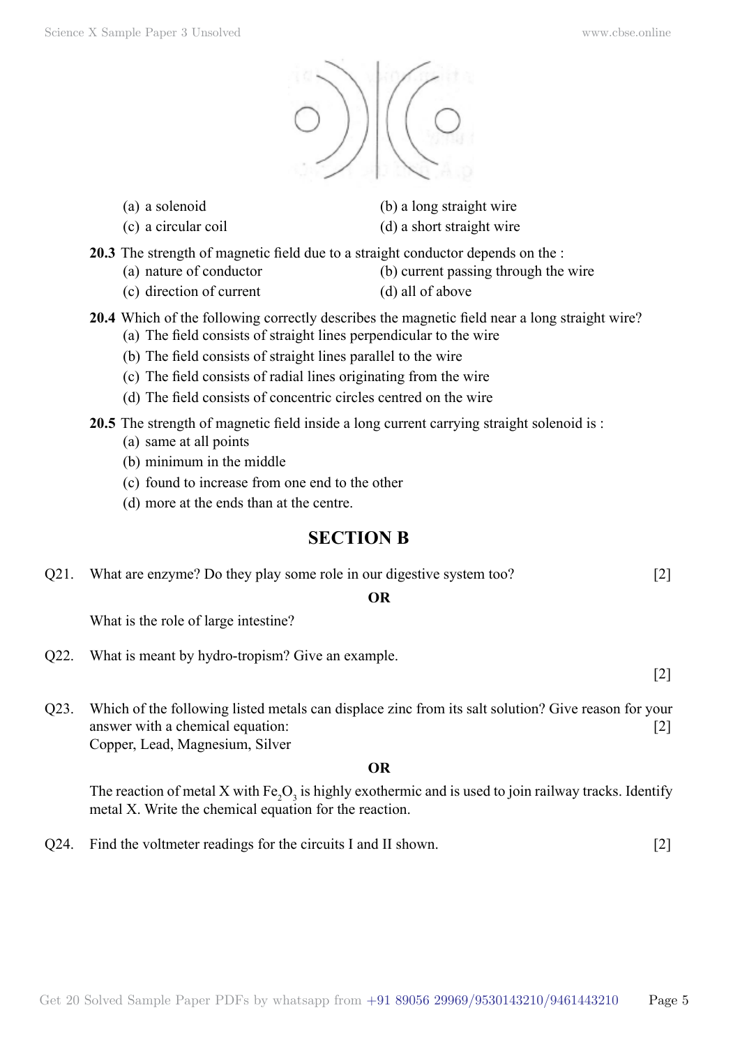(a) a solenoid (b) a long straight wire
(c) a circular coil (d) a short straight wire

**20.3** The strength of magnetic field due to a straight conductor depends on the :
(a) nature of conductor (b) current passing through the wire
(c) direction of current (d) all of above

**20.4** Which of the following correctly describes the magnetic field near a long straight wire?
(a) The field consists of straight lines perpendicular to the wire
(b) The field consists of straight lines parallel to the wire
(c) The field consists of radial lines originating from the wire
(d) The field consists of concentric circles centred on the wire

**20.5** The strength of magnetic field inside a long current carrying straight solenoid is :
(a) same at all points
(b) minimum in the middle
(c) found to increase from one end to the other
(d) more at the ends than at the centre.

## SECTION B

Q21. What are enzyme? Do they play some role in our digestive system too? [2]

**OR**

What is the role of large intestine?

Q22. What is meant by hydro-tropism? Give an example. [2]

Q23. Which of the following listed metals can displace zinc from its salt solution? Give reason for your answer with a chemical equation: [2]
Copper, Lead, Magnesium, Silver

**OR**

The reaction of metal X with $Fe_2O_3$ is highly exothermic and is used to join railway tracks. Identify metal X. Write the chemical equation for the reaction.

Q24. Find the voltmeter readings for the circuits I and II shown. [2]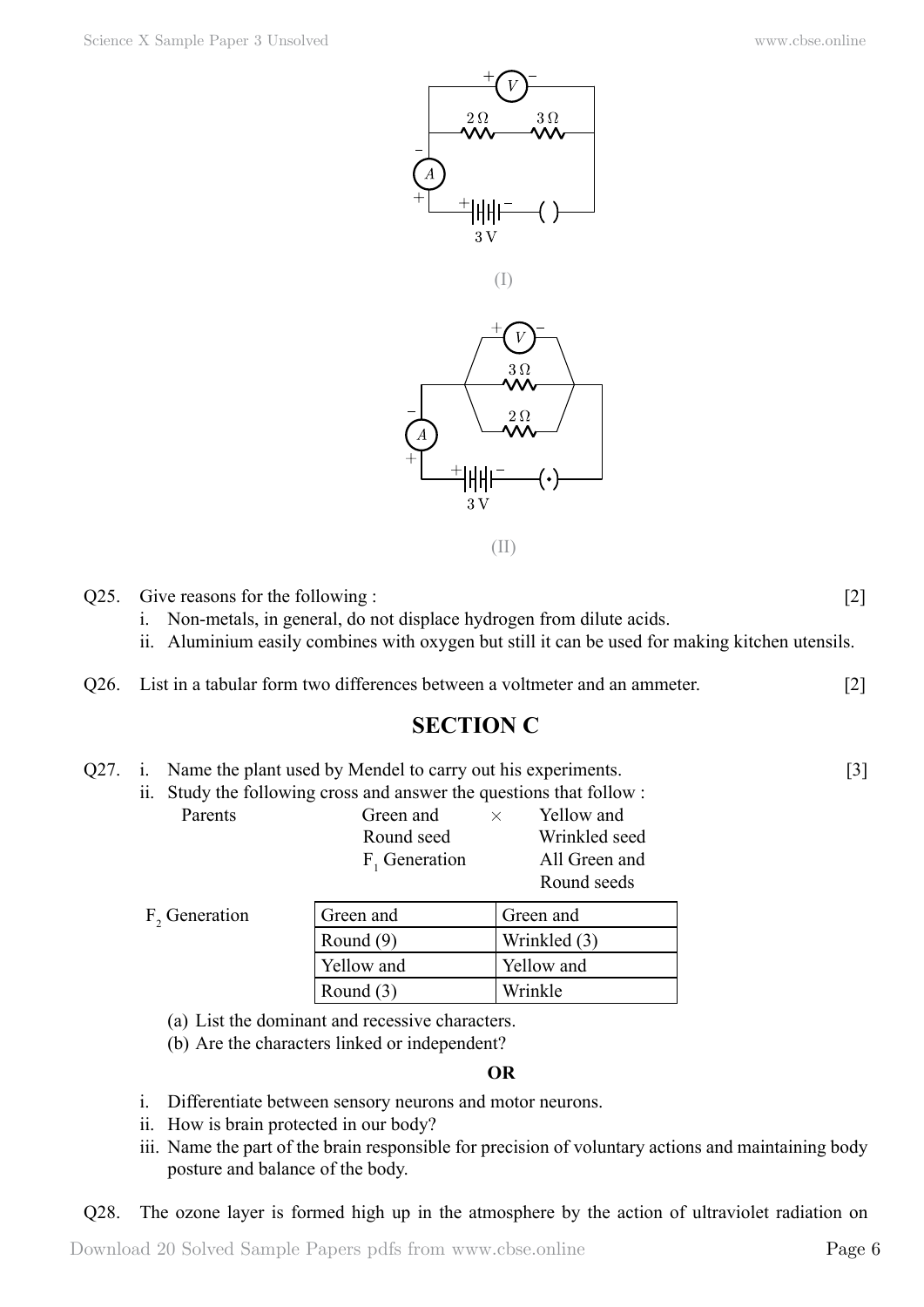(I)

(II)

Q25. Give reasons for the following : [2]

i. Non-metals, in general, do not displace hydrogen from dilute acids.
ii. Aluminium easily combines with oxygen but still it can be used for making kitchen utensils.

Q26. List in a tabular form two differences between a voltmeter and an ammeter. [2]

## SECTION C

Q27. i. Name the plant used by Mendel to carry out his experiments. [3]

ii. Study the following cross and answer the questions that follow :

Parents: Green and Round seed × Yellow and Wrinkled seed

$F_1$ Generation: All Green and Round seeds

$F_2$ Generation

| | |
|---|---|
| Green and Round (9) | Green and Wrinkled (3) |
| Yellow and Round (3) | Yellow and Wrinkle |

(a) List the dominant and recessive characters.
(b) Are the characters linked or independent?

**OR**

i. Differentiate between sensory neurons and motor neurons.
ii. How is brain protected in our body?
iii. Name the part of the brain responsible for precision of voluntary actions and maintaining body posture and balance of the body.

Q28. The ozone layer is formed high up in the atmosphere by the action of ultraviolet radiation on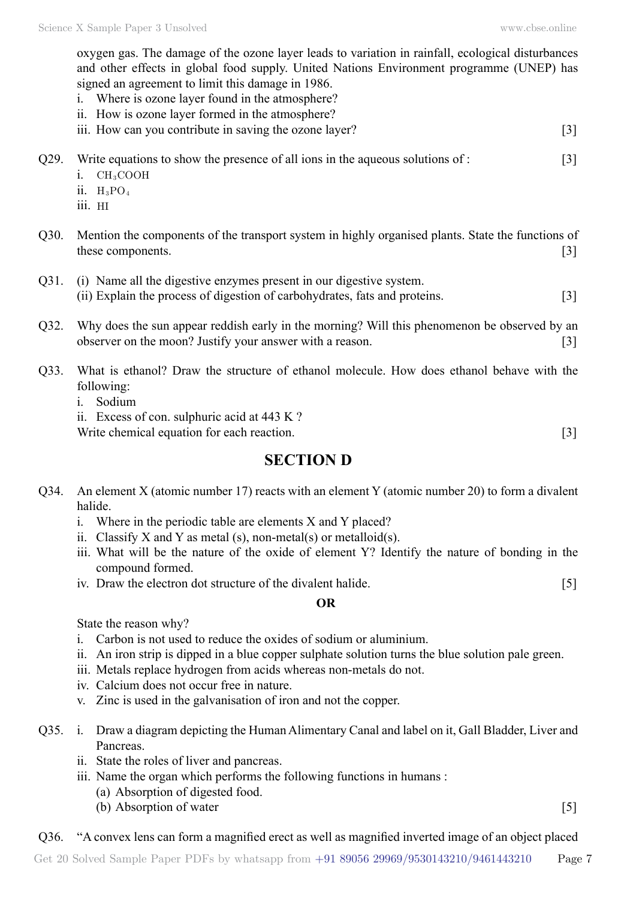oxygen gas. The damage of the ozone layer leads to variation in rainfall, ecological disturbances and other effects in global food supply. United Nations Environment programme (UNEP) has signed an agreement to limit this damage in 1986.

i. Where is ozone layer found in the atmosphere?
ii. How is ozone layer formed in the atmosphere?
iii. How can you contribute in saving the ozone layer? [3]

Q29. Write equations to show the presence of all ions in the aqueous solutions of : [3]

i. $CH_3COOH$
ii. $H_3PO_4$
iii. $HI$

Q30. Mention the components of the transport system in highly organised plants. State the functions of these components. [3]

Q31. (i) Name all the digestive enzymes present in our digestive system.
(ii) Explain the process of digestion of carbohydrates, fats and proteins. [3]

Q32. Why does the sun appear reddish early in the morning? Will this phenomenon be observed by an observer on the moon? Justify your answer with a reason. [3]

Q33. What is ethanol? Draw the structure of ethanol molecule. How does ethanol behave with the following:

i. Sodium
ii. Excess of con. sulphuric acid at 443 K ?

Write chemical equation for each reaction. [3]

## SECTION D

Q34. An element X (atomic number 17) reacts with an element Y (atomic number 20) to form a divalent halide.

i. Where in the periodic table are elements X and Y placed?
ii. Classify X and Y as metal (s), non-metal(s) or metalloid(s).
iii. What will be the nature of the oxide of element Y? Identify the nature of bonding in the compound formed.
iv. Draw the electron dot structure of the divalent halide. [5]

**OR**

State the reason why?

i. Carbon is not used to reduce the oxides of sodium or aluminium.
ii. An iron strip is dipped in a blue copper sulphate solution turns the blue solution pale green.
iii. Metals replace hydrogen from acids whereas non-metals do not.
iv. Calcium does not occur free in nature.
v. Zinc is used in the galvanisation of iron and not the copper.

Q35. i. Draw a diagram depicting the Human Alimentary Canal and label on it, Gall Bladder, Liver and Pancreas.
ii. State the roles of liver and pancreas.
iii. Name the organ which performs the following functions in humans :
(a) Absorption of digested food.
(b) Absorption of water [5]

Q36. "A convex lens can form a magnified erect as well as magnified inverted image of an object placed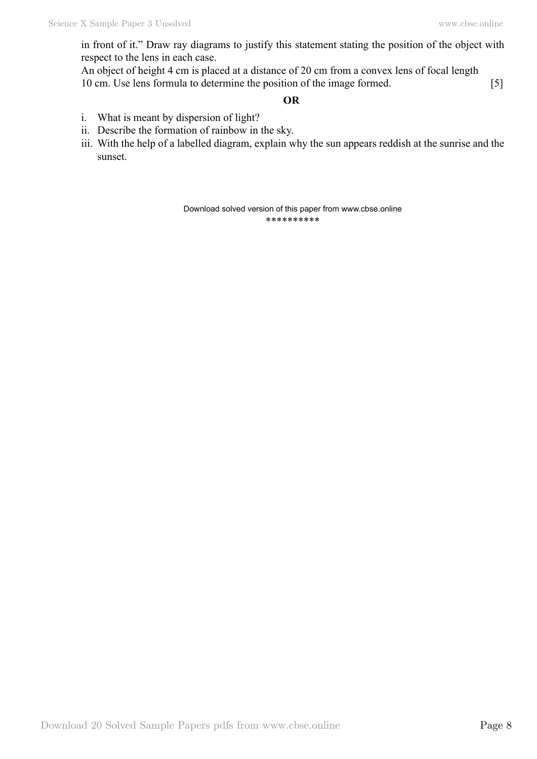in front of it." Draw ray diagrams to justify this statement stating the position of the object with respect to the lens in each case.

An object of height 4 cm is placed at a distance of 20 cm from a convex lens of focal length 10 cm. Use lens formula to determine the position of the image formed. [5]

**OR**

i. What is meant by dispersion of light?
ii. Describe the formation of rainbow in the sky.
iii. With the help of a labelled diagram, explain why the sun appears reddish at the sunrise and the sunset.

Download solved version of this paper from www.cbse.online

**********